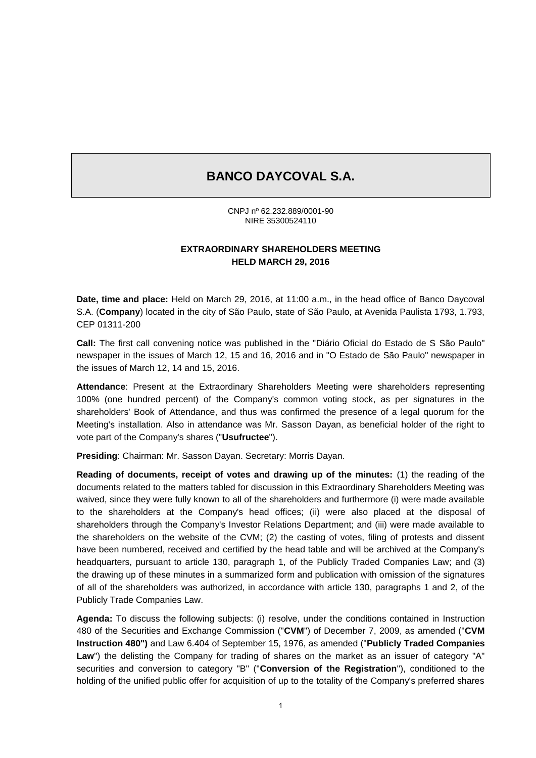# BANCO DAYCOVAL S.A.

CNPJ nº 62.232.889/0001-90
NIRE 35300524110

## EXTRAORDINARY SHAREHOLDERS MEETING HELD MARCH 29, 2016

**Date, time and place:** Held on March 29, 2016, at 11:00 a.m., in the head office of Banco Daycoval S.A. (**Company**) located in the city of São Paulo, state of São Paulo, at Avenida Paulista 1793, 1.793, CEP 01311-200

**Call:** The first call convening notice was published in the "Diário Oficial do Estado de S São Paulo" newspaper in the issues of March 12, 15 and 16, 2016 and in "O Estado de São Paulo" newspaper in the issues of March 12, 14 and 15, 2016.

**Attendance**: Present at the Extraordinary Shareholders Meeting were shareholders representing 100% (one hundred percent) of the Company's common voting stock, as per signatures in the shareholders' Book of Attendance, and thus was confirmed the presence of a legal quorum for the Meeting's installation. Also in attendance was Mr. Sasson Dayan, as beneficial holder of the right to vote part of the Company's shares ("**Usufructee**").

**Presiding**: Chairman: Mr. Sasson Dayan. Secretary: Morris Dayan.

**Reading of documents, receipt of votes and drawing up of the minutes:** (1) the reading of the documents related to the matters tabled for discussion in this Extraordinary Shareholders Meeting was waived, since they were fully known to all of the shareholders and furthermore (i) were made available to the shareholders at the Company's head offices; (ii) were also placed at the disposal of shareholders through the Company's Investor Relations Department; and (iii) were made available to the shareholders on the website of the CVM; (2) the casting of votes, filing of protests and dissent have been numbered, received and certified by the head table and will be archived at the Company's headquarters, pursuant to article 130, paragraph 1, of the Publicly Traded Companies Law; and (3) the drawing up of these minutes in a summarized form and publication with omission of the signatures of all of the shareholders was authorized, in accordance with article 130, paragraphs 1 and 2, of the Publicly Trade Companies Law.

**Agenda:** To discuss the following subjects: (i) resolve, under the conditions contained in Instruction 480 of the Securities and Exchange Commission ("**CVM**") of December 7, 2009, as amended ("**CVM Instruction 480")** and Law 6.404 of September 15, 1976, as amended ("**Publicly Traded Companies Law**") the delisting the Company for trading of shares on the market as an issuer of category "A" securities and conversion to category "B" ("**Conversion of the Registration**"), conditioned to the holding of the unified public offer for acquisition of up to the totality of the Company's preferred shares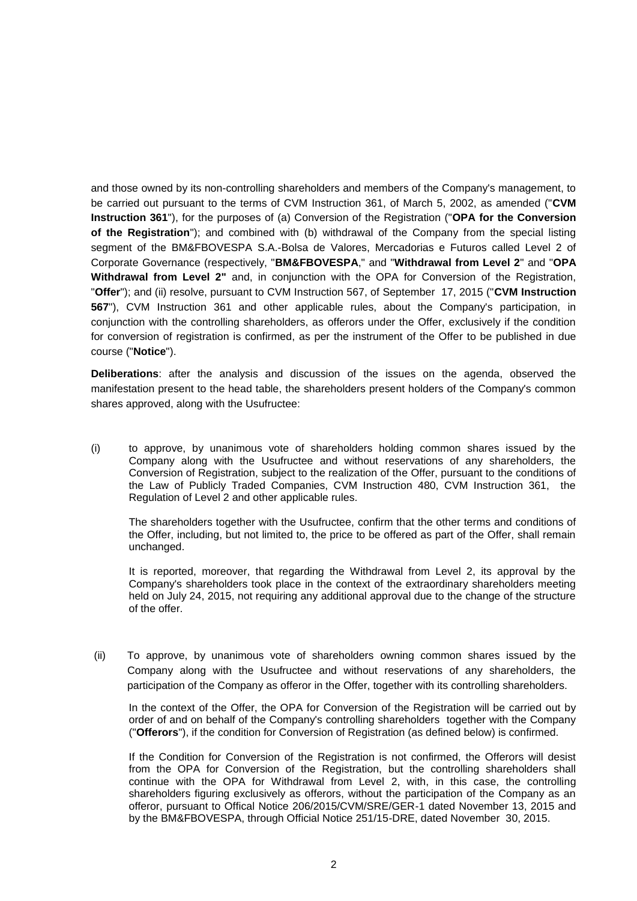and those owned by its non-controlling shareholders and members of the Company's management, to be carried out pursuant to the terms of CVM Instruction 361, of March 5, 2002, as amended ("**CVM Instruction 361**"), for the purposes of (a) Conversion of the Registration ("**OPA for the Conversion of the Registration**"); and combined with (b) withdrawal of the Company from the special listing segment of the BM&FBOVESPA S.A.-Bolsa de Valores, Mercadorias e Futuros called Level 2 of Corporate Governance (respectively, "**BM&FBOVESPA**," and "**Withdrawal from Level 2**" and "**OPA Withdrawal from Level 2"** and, in conjunction with the OPA for Conversion of the Registration, "**Offer**"); and (ii) resolve, pursuant to CVM Instruction 567, of September 17, 2015 ("**CVM Instruction 567**"), CVM Instruction 361 and other applicable rules, about the Company's participation, in conjunction with the controlling shareholders, as offerors under the Offer, exclusively if the condition for conversion of registration is confirmed, as per the instrument of the Offer to be published in due course ("**Notice**").

**Deliberations**: after the analysis and discussion of the issues on the agenda, observed the manifestation present to the head table, the shareholders present holders of the Company's common shares approved, along with the Usufructee:

(i) to approve, by unanimous vote of shareholders holding common shares issued by the Company along with the Usufructee and without reservations of any shareholders, the Conversion of Registration, subject to the realization of the Offer, pursuant to the conditions of the Law of Publicly Traded Companies, CVM Instruction 480, CVM Instruction 361, the Regulation of Level 2 and other applicable rules.

The shareholders together with the Usufructee, confirm that the other terms and conditions of the Offer, including, but not limited to, the price to be offered as part of the Offer, shall remain unchanged.

It is reported, moreover, that regarding the Withdrawal from Level 2, its approval by the Company's shareholders took place in the context of the extraordinary shareholders meeting held on July 24, 2015, not requiring any additional approval due to the change of the structure of the offer.

(ii) To approve, by unanimous vote of shareholders owning common shares issued by the Company along with the Usufructee and without reservations of any shareholders, the participation of the Company as offeror in the Offer, together with its controlling shareholders.

In the context of the Offer, the OPA for Conversion of the Registration will be carried out by order of and on behalf of the Company's controlling shareholders together with the Company ("**Offerors**"), if the condition for Conversion of Registration (as defined below) is confirmed.

If the Condition for Conversion of the Registration is not confirmed, the Offerors will desist from the OPA for Conversion of the Registration, but the controlling shareholders shall continue with the OPA for Withdrawal from Level 2, with, in this case, the controlling shareholders figuring exclusively as offerors, without the participation of the Company as an offeror, pursuant to Offical Notice 206/2015/CVM/SRE/GER-1 dated November 13, 2015 and by the BM&FBOVESPA, through Official Notice 251/15-DRE, dated November 30, 2015.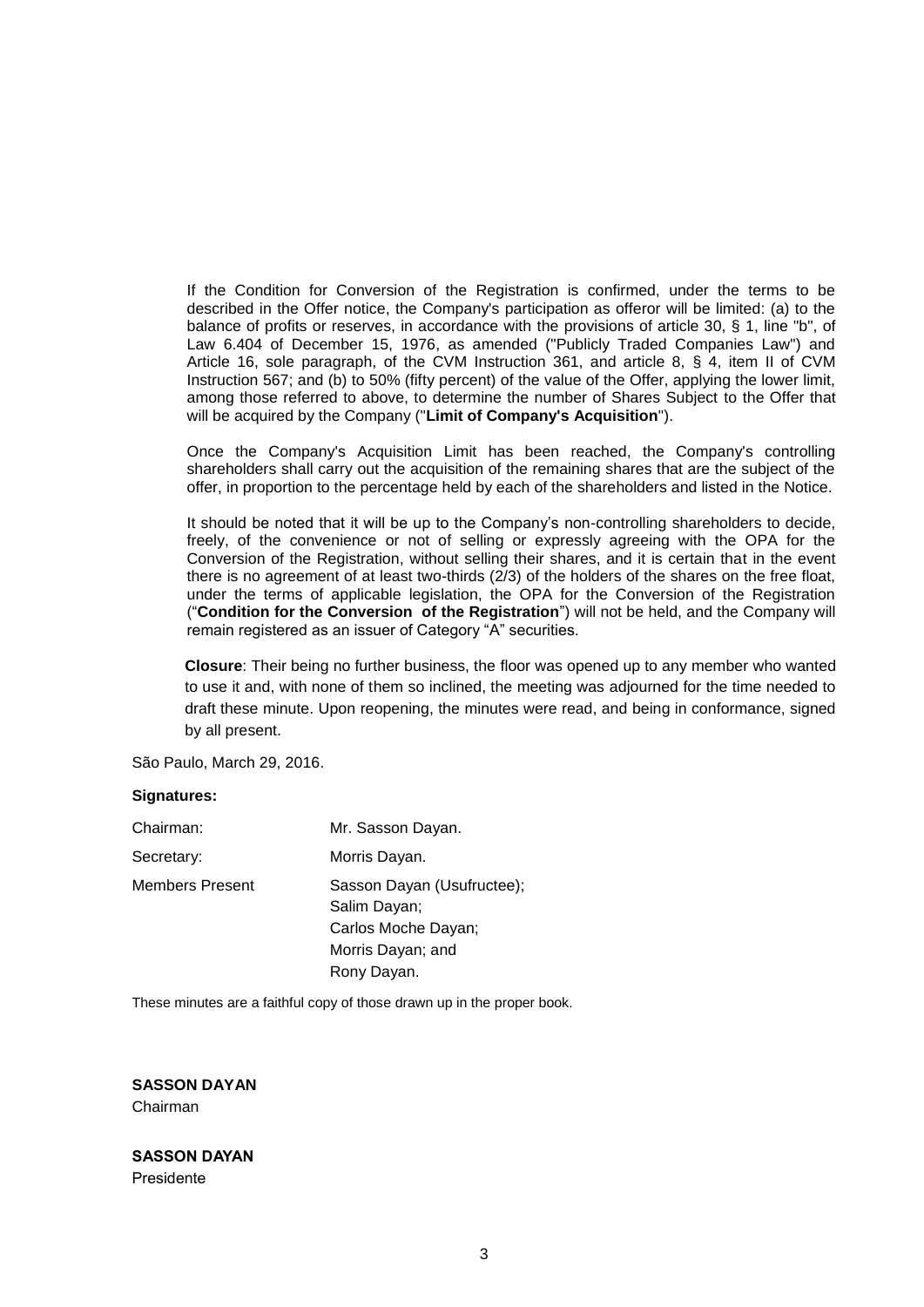If the Condition for Conversion of the Registration is confirmed, under the terms to be described in the Offer notice, the Company's participation as offeror will be limited: (a) to the balance of profits or reserves, in accordance with the provisions of article 30, § 1, line "b", of Law 6.404 of December 15, 1976, as amended ("Publicly Traded Companies Law") and Article 16, sole paragraph, of the CVM Instruction 361, and article 8, § 4, item II of CVM Instruction 567; and (b) to 50% (fifty percent) of the value of the Offer, applying the lower limit, among those referred to above, to determine the number of Shares Subject to the Offer that will be acquired by the Company ("**Limit of Company's Acquisition**").

Once the Company's Acquisition Limit has been reached, the Company's controlling shareholders shall carry out the acquisition of the remaining shares that are the subject of the offer, in proportion to the percentage held by each of the shareholders and listed in the Notice.

It should be noted that it will be up to the Company's non-controlling shareholders to decide, freely, of the convenience or not of selling or expressly agreeing with the OPA for the Conversion of the Registration, without selling their shares, and it is certain that in the event there is no agreement of at least two-thirds (2/3) of the holders of the shares on the free float, under the terms of applicable legislation, the OPA for the Conversion of the Registration ("**Condition for the Conversion of the Registration**") will not be held, and the Company will remain registered as an issuer of Category "A" securities.

**Closure**: Their being no further business, the floor was opened up to any member who wanted to use it and, with none of them so inclined, the meeting was adjourned for the time needed to draft these minute. Upon reopening, the minutes were read, and being in conformance, signed by all present.

São Paulo, March 29, 2016.

**Signatures:**

| | |
|---|---|
| Chairman: | Mr. Sasson Dayan. |
| Secretary: | Morris Dayan. |
| Members Present | Sasson Dayan (Usufructee);<br>Salim Dayan;<br>Carlos Moche Dayan;<br>Morris Dayan; and<br>Rony Dayan. |

These minutes are a faithful copy of those drawn up in the proper book.

**SASSON DAYAN**
Chairman

**SASSON DAYAN**
Presidente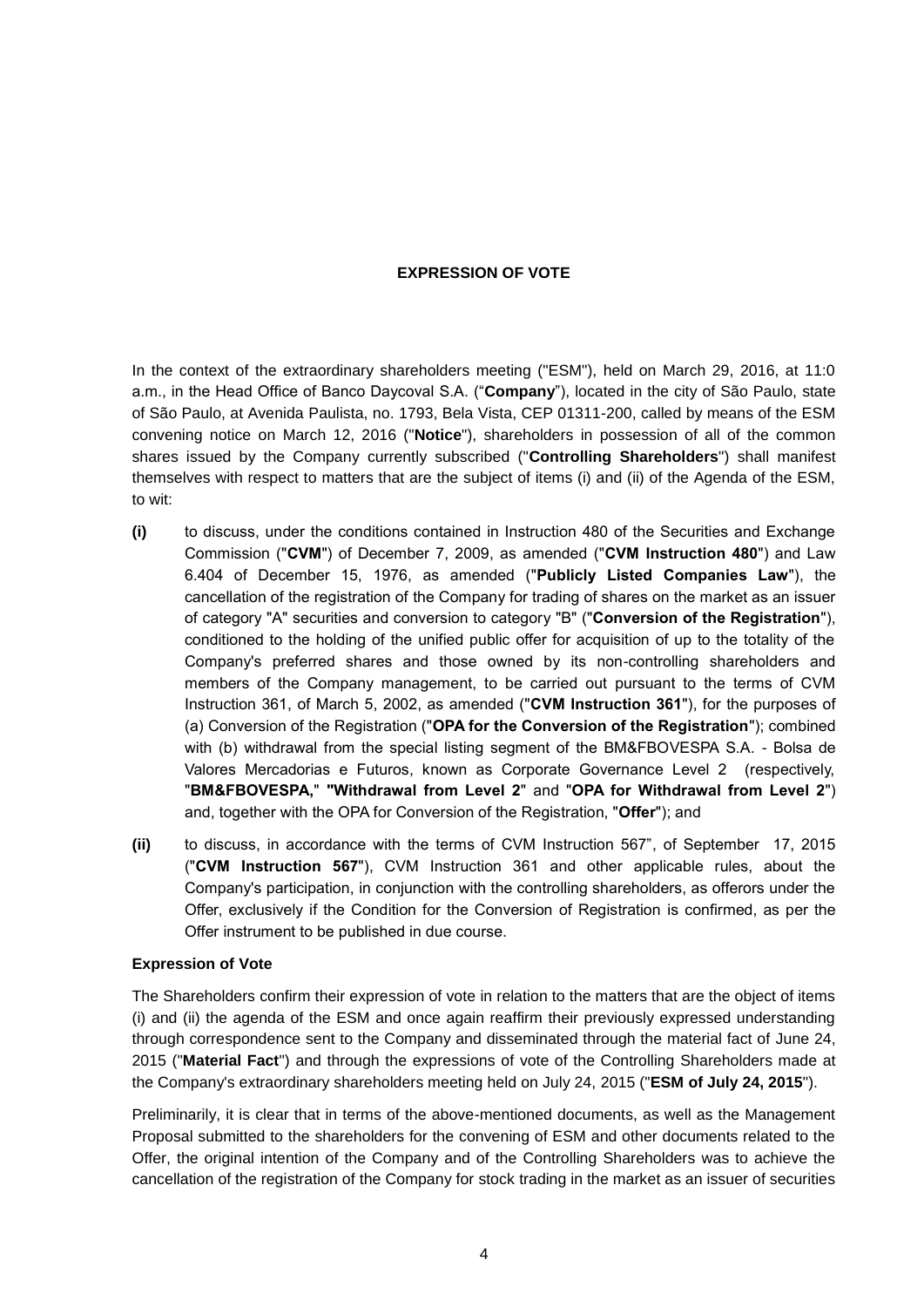**EXPRESSION OF VOTE**

In the context of the extraordinary shareholders meeting ("ESM"), held on March 29, 2016, at 11:0 a.m., in the Head Office of Banco Daycoval S.A. ("**Company**"), located in the city of São Paulo, state of São Paulo, at Avenida Paulista, no. 1793, Bela Vista, CEP 01311-200, called by means of the ESM convening notice on March 12, 2016 ("**Notice**"), shareholders in possession of all of the common shares issued by the Company currently subscribed ("**Controlling Shareholders**") shall manifest themselves with respect to matters that are the subject of items (i) and (ii) of the Agenda of the ESM, to wit:

- **(i)** to discuss, under the conditions contained in Instruction 480 of the Securities and Exchange Commission ("**CVM**") of December 7, 2009, as amended ("**CVM Instruction 480**") and Law 6.404 of December 15, 1976, as amended ("**Publicly Listed Companies Law**"), the cancellation of the registration of the Company for trading of shares on the market as an issuer of category "A" securities and conversion to category "B" ("**Conversion of the Registration**"), conditioned to the holding of the unified public offer for acquisition of up to the totality of the Company's preferred shares and those owned by its non-controlling shareholders and members of the Company management, to be carried out pursuant to the terms of CVM Instruction 361, of March 5, 2002, as amended ("**CVM Instruction 361**"), for the purposes of (a) Conversion of the Registration ("**OPA for the Conversion of the Registration**"); combined with (b) withdrawal from the special listing segment of the BM&FBOVESPA S.A. - Bolsa de Valores Mercadorias e Futuros, known as Corporate Governance Level 2 (respectively, "**BM&FBOVESPA,**" "**Withdrawal from Level 2**" and "**OPA for Withdrawal from Level 2**") and, together with the OPA for Conversion of the Registration, "**Offer**"); and
- **(ii)** to discuss, in accordance with the terms of CVM Instruction 567", of September 17, 2015 ("**CVM Instruction 567**"), CVM Instruction 361 and other applicable rules, about the Company's participation, in conjunction with the controlling shareholders, as offerors under the Offer, exclusively if the Condition for the Conversion of Registration is confirmed, as per the Offer instrument to be published in due course.

**Expression of Vote**

The Shareholders confirm their expression of vote in relation to the matters that are the object of items (i) and (ii) the agenda of the ESM and once again reaffirm their previously expressed understanding through correspondence sent to the Company and disseminated through the material fact of June 24, 2015 ("**Material Fact**") and through the expressions of vote of the Controlling Shareholders made at the Company's extraordinary shareholders meeting held on July 24, 2015 ("**ESM of July 24, 2015**").

Preliminarily, it is clear that in terms of the above-mentioned documents, as well as the Management Proposal submitted to the shareholders for the convening of ESM and other documents related to the Offer, the original intention of the Company and of the Controlling Shareholders was to achieve the cancellation of the registration of the Company for stock trading in the market as an issuer of securities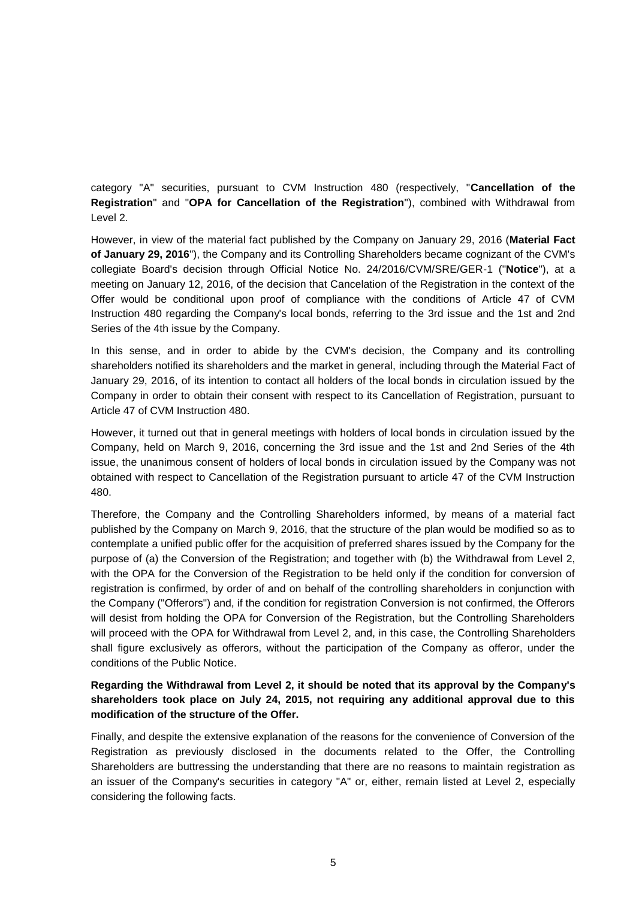category "A" securities, pursuant to CVM Instruction 480 (respectively, "**Cancellation of the Registration**" and "**OPA for Cancellation of the Registration**"), combined with Withdrawal from Level 2.

However, in view of the material fact published by the Company on January 29, 2016 (**Material Fact of January 29, 2016**"), the Company and its Controlling Shareholders became cognizant of the CVM's collegiate Board's decision through Official Notice No. 24/2016/CVM/SRE/GER-1 ("**Notice**"), at a meeting on January 12, 2016, of the decision that Cancelation of the Registration in the context of the Offer would be conditional upon proof of compliance with the conditions of Article 47 of CVM Instruction 480 regarding the Company's local bonds, referring to the 3rd issue and the 1st and 2nd Series of the 4th issue by the Company.

In this sense, and in order to abide by the CVM's decision, the Company and its controlling shareholders notified its shareholders and the market in general, including through the Material Fact of January 29, 2016, of its intention to contact all holders of the local bonds in circulation issued by the Company in order to obtain their consent with respect to its Cancellation of Registration, pursuant to Article 47 of CVM Instruction 480.

However, it turned out that in general meetings with holders of local bonds in circulation issued by the Company, held on March 9, 2016, concerning the 3rd issue and the 1st and 2nd Series of the 4th issue, the unanimous consent of holders of local bonds in circulation issued by the Company was not obtained with respect to Cancellation of the Registration pursuant to article 47 of the CVM Instruction 480.

Therefore, the Company and the Controlling Shareholders informed, by means of a material fact published by the Company on March 9, 2016, that the structure of the plan would be modified so as to contemplate a unified public offer for the acquisition of preferred shares issued by the Company for the purpose of (a) the Conversion of the Registration; and together with (b) the Withdrawal from Level 2, with the OPA for the Conversion of the Registration to be held only if the condition for conversion of registration is confirmed, by order of and on behalf of the controlling shareholders in conjunction with the Company ("Offerors") and, if the condition for registration Conversion is not confirmed, the Offerors will desist from holding the OPA for Conversion of the Registration, but the Controlling Shareholders will proceed with the OPA for Withdrawal from Level 2, and, in this case, the Controlling Shareholders shall figure exclusively as offerors, without the participation of the Company as offeror, under the conditions of the Public Notice.

**Regarding the Withdrawal from Level 2, it should be noted that its approval by the Company's shareholders took place on July 24, 2015, not requiring any additional approval due to this modification of the structure of the Offer.**

Finally, and despite the extensive explanation of the reasons for the convenience of Conversion of the Registration as previously disclosed in the documents related to the Offer, the Controlling Shareholders are buttressing the understanding that there are no reasons to maintain registration as an issuer of the Company's securities in category "A" or, either, remain listed at Level 2, especially considering the following facts.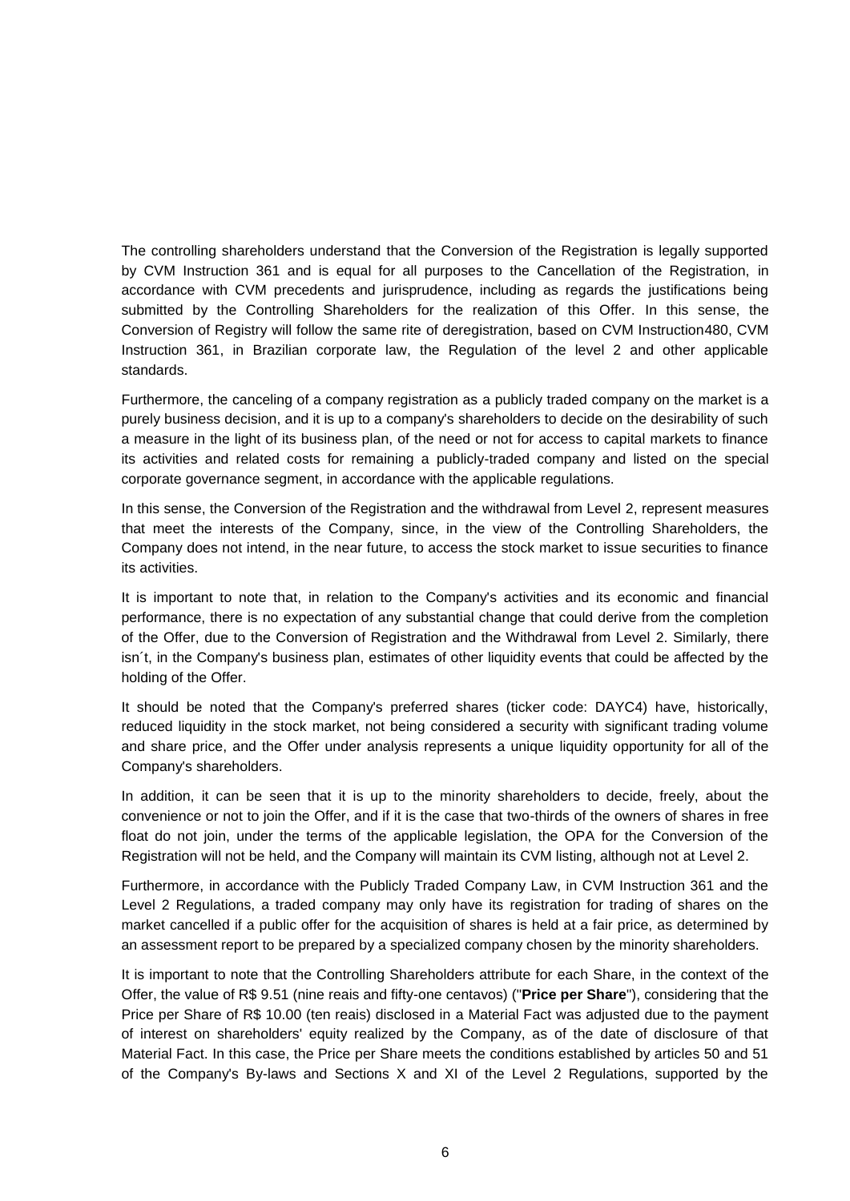The controlling shareholders understand that the Conversion of the Registration is legally supported by CVM Instruction 361 and is equal for all purposes to the Cancellation of the Registration, in accordance with CVM precedents and jurisprudence, including as regards the justifications being submitted by the Controlling Shareholders for the realization of this Offer. In this sense, the Conversion of Registry will follow the same rite of deregistration, based on CVM Instruction480, CVM Instruction 361, in Brazilian corporate law, the Regulation of the level 2 and other applicable standards.

Furthermore, the canceling of a company registration as a publicly traded company on the market is a purely business decision, and it is up to a company's shareholders to decide on the desirability of such a measure in the light of its business plan, of the need or not for access to capital markets to finance its activities and related costs for remaining a publicly-traded company and listed on the special corporate governance segment, in accordance with the applicable regulations.

In this sense, the Conversion of the Registration and the withdrawal from Level 2, represent measures that meet the interests of the Company, since, in the view of the Controlling Shareholders, the Company does not intend, in the near future, to access the stock market to issue securities to finance its activities.

It is important to note that, in relation to the Company's activities and its economic and financial performance, there is no expectation of any substantial change that could derive from the completion of the Offer, due to the Conversion of Registration and the Withdrawal from Level 2. Similarly, there isn´t, in the Company's business plan, estimates of other liquidity events that could be affected by the holding of the Offer.

It should be noted that the Company's preferred shares (ticker code: DAYC4) have, historically, reduced liquidity in the stock market, not being considered a security with significant trading volume and share price, and the Offer under analysis represents a unique liquidity opportunity for all of the Company's shareholders.

In addition, it can be seen that it is up to the minority shareholders to decide, freely, about the convenience or not to join the Offer, and if it is the case that two-thirds of the owners of shares in free float do not join, under the terms of the applicable legislation, the OPA for the Conversion of the Registration will not be held, and the Company will maintain its CVM listing, although not at Level 2.

Furthermore, in accordance with the Publicly Traded Company Law, in CVM Instruction 361 and the Level 2 Regulations, a traded company may only have its registration for trading of shares on the market cancelled if a public offer for the acquisition of shares is held at a fair price, as determined by an assessment report to be prepared by a specialized company chosen by the minority shareholders.

It is important to note that the Controlling Shareholders attribute for each Share, in the context of the Offer, the value of R$ 9.51 (nine reais and fifty-one centavos) ("**Price per Share**"), considering that the Price per Share of R$ 10.00 (ten reais) disclosed in a Material Fact was adjusted due to the payment of interest on shareholders' equity realized by the Company, as of the date of disclosure of that Material Fact. In this case, the Price per Share meets the conditions established by articles 50 and 51 of the Company's By-laws and Sections X and XI of the Level 2 Regulations, supported by the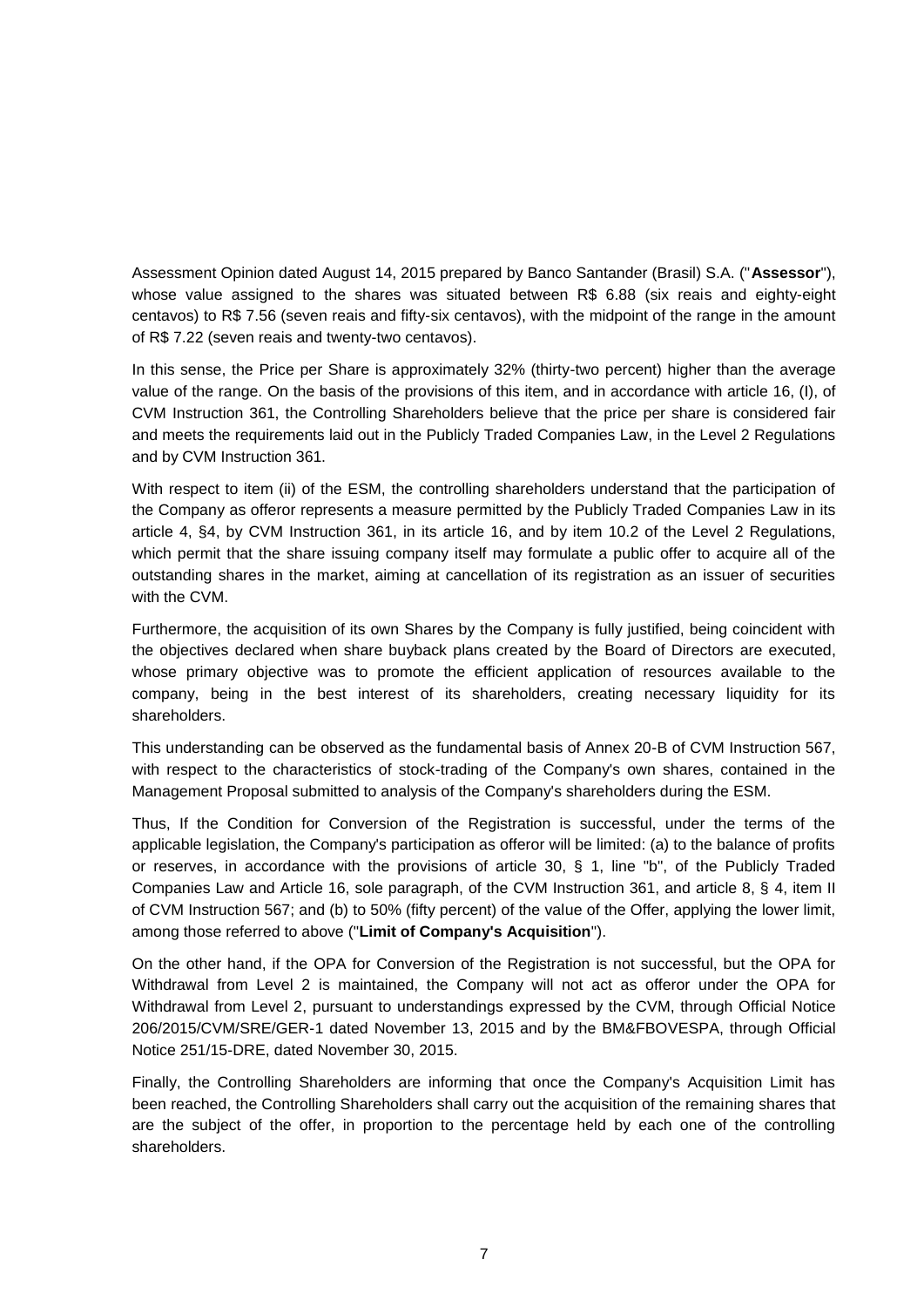Assessment Opinion dated August 14, 2015 prepared by Banco Santander (Brasil) S.A. ("**Assessor**"), whose value assigned to the shares was situated between R$ 6.88 (six reais and eighty-eight centavos) to R$ 7.56 (seven reais and fifty-six centavos), with the midpoint of the range in the amount of R$ 7.22 (seven reais and twenty-two centavos).

In this sense, the Price per Share is approximately 32% (thirty-two percent) higher than the average value of the range. On the basis of the provisions of this item, and in accordance with article 16, (I), of CVM Instruction 361, the Controlling Shareholders believe that the price per share is considered fair and meets the requirements laid out in the Publicly Traded Companies Law, in the Level 2 Regulations and by CVM Instruction 361.

With respect to item (ii) of the ESM, the controlling shareholders understand that the participation of the Company as offeror represents a measure permitted by the Publicly Traded Companies Law in its article 4, §4, by CVM Instruction 361, in its article 16, and by item 10.2 of the Level 2 Regulations, which permit that the share issuing company itself may formulate a public offer to acquire all of the outstanding shares in the market, aiming at cancellation of its registration as an issuer of securities with the CVM.

Furthermore, the acquisition of its own Shares by the Company is fully justified, being coincident with the objectives declared when share buyback plans created by the Board of Directors are executed, whose primary objective was to promote the efficient application of resources available to the company, being in the best interest of its shareholders, creating necessary liquidity for its shareholders.

This understanding can be observed as the fundamental basis of Annex 20-B of CVM Instruction 567, with respect to the characteristics of stock-trading of the Company's own shares, contained in the Management Proposal submitted to analysis of the Company's shareholders during the ESM.

Thus, If the Condition for Conversion of the Registration is successful, under the terms of the applicable legislation, the Company's participation as offeror will be limited: (a) to the balance of profits or reserves, in accordance with the provisions of article 30, § 1, line "b", of the Publicly Traded Companies Law and Article 16, sole paragraph, of the CVM Instruction 361, and article 8, § 4, item II of CVM Instruction 567; and (b) to 50% (fifty percent) of the value of the Offer, applying the lower limit, among those referred to above ("**Limit of Company's Acquisition**").

On the other hand, if the OPA for Conversion of the Registration is not successful, but the OPA for Withdrawal from Level 2 is maintained, the Company will not act as offeror under the OPA for Withdrawal from Level 2, pursuant to understandings expressed by the CVM, through Official Notice 206/2015/CVM/SRE/GER-1 dated November 13, 2015 and by the BM&FBOVESPA, through Official Notice 251/15-DRE, dated November 30, 2015.

Finally, the Controlling Shareholders are informing that once the Company's Acquisition Limit has been reached, the Controlling Shareholders shall carry out the acquisition of the remaining shares that are the subject of the offer, in proportion to the percentage held by each one of the controlling shareholders.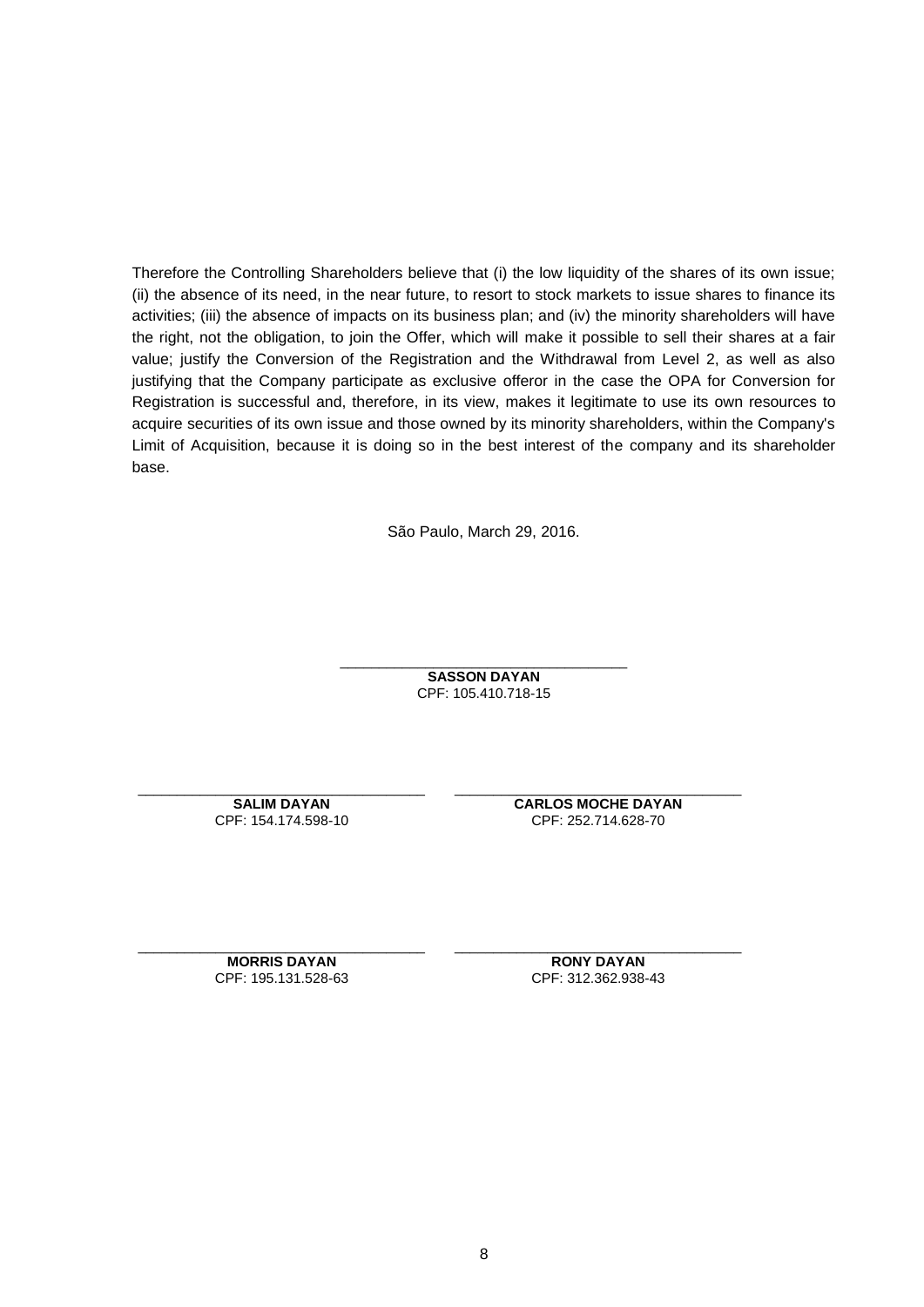Therefore the Controlling Shareholders believe that (i) the low liquidity of the shares of its own issue; (ii) the absence of its need, in the near future, to resort to stock markets to issue shares to finance its activities; (iii) the absence of impacts on its business plan; and (iv) the minority shareholders will have the right, not the obligation, to join the Offer, which will make it possible to sell their shares at a fair value; justify the Conversion of the Registration and the Withdrawal from Level 2, as well as also justifying that the Company participate as exclusive offeror in the case the OPA for Conversion for Registration is successful and, therefore, in its view, makes it legitimate to use its own resources to acquire securities of its own issue and those owned by its minority shareholders, within the Company's Limit of Acquisition, because it is doing so in the best interest of the company and its shareholder base.

São Paulo, March 29, 2016.

\_\_\_\_\_\_\_\_\_\_\_\_\_\_\_\_\_\_\_\_\_\_\_\_\_\_\_\_\_\_\_\_\_\_\_

**SASSON DAYAN**
CPF: 105.410.718-15

\_\_\_\_\_\_\_\_\_\_\_\_\_\_\_\_\_\_\_\_\_\_\_\_\_\_\_\_\_\_\_\_\_\_\_

**SALIM DAYAN**
CPF: 154.174.598-10

\_\_\_\_\_\_\_\_\_\_\_\_\_\_\_\_\_\_\_\_\_\_\_\_\_\_\_\_\_\_\_\_\_\_\_

**CARLOS MOCHE DAYAN**
CPF: 252.714.628-70

\_\_\_\_\_\_\_\_\_\_\_\_\_\_\_\_\_\_\_\_\_\_\_\_\_\_\_\_\_\_\_\_\_\_\_

**MORRIS DAYAN**
CPF: 195.131.528-63

\_\_\_\_\_\_\_\_\_\_\_\_\_\_\_\_\_\_\_\_\_\_\_\_\_\_\_\_\_\_\_\_\_\_\_

**RONY DAYAN**
CPF: 312.362.938-43